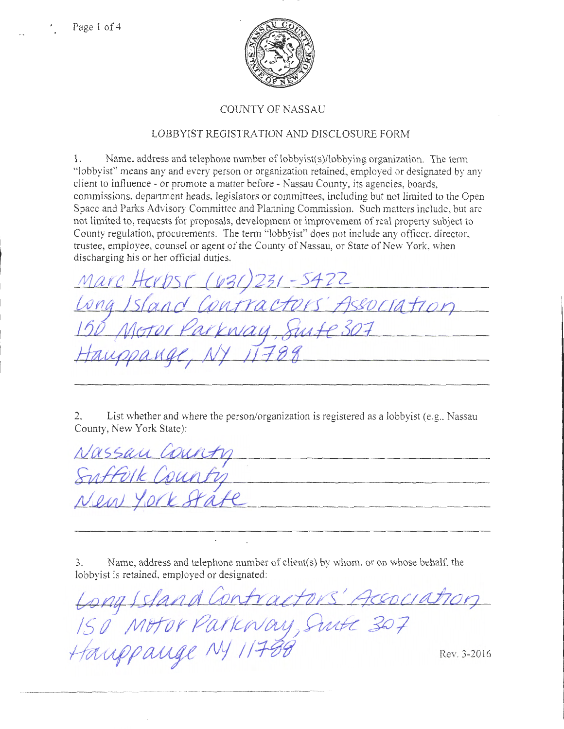# COUNTY OF NASSAU

## LOBBYIST REGISTRATION AND DISCLOSURE FORM

1. Name, address and telephone number of lobbyist(s)/lobbying organization. The term "lobbyist" means any and every person or organization retained, employed or designated by any client to influence - or promote a matter before - Nassau County, its agencies, boards, commissions, department heads, legislators or committees, including but not limited to the Open Space and Parks Advisory Committee and Planning Commission. Such matters include, but are not limited to, requests for proposals, development or improvement of real property subject to County regulation, procurements. The term "lobbyist" does not include any officer, director, trustee, employee, counsel or agent of the County of Nassau, or State of New York, when discharging his or her official duties.

Marc Herbst (631)231-5422
Long Island Contractors' Association
150 Motor Parkway, Suite 307
Hauppauge, NY 11788

2. List whether and where the person/organization is registered as a lobbyist (e.g., Nassau County, New York State):

Nassau County
Suffolk County
New York State

3. Name, address and telephone number of client(s) by whom, or on whose behalf, the lobbyist is retained, employed or designated:

Long Island Contractors' Association
150 Motor Parkway, Suite 307
Hauppauge NY 11788

Rev. 3-2016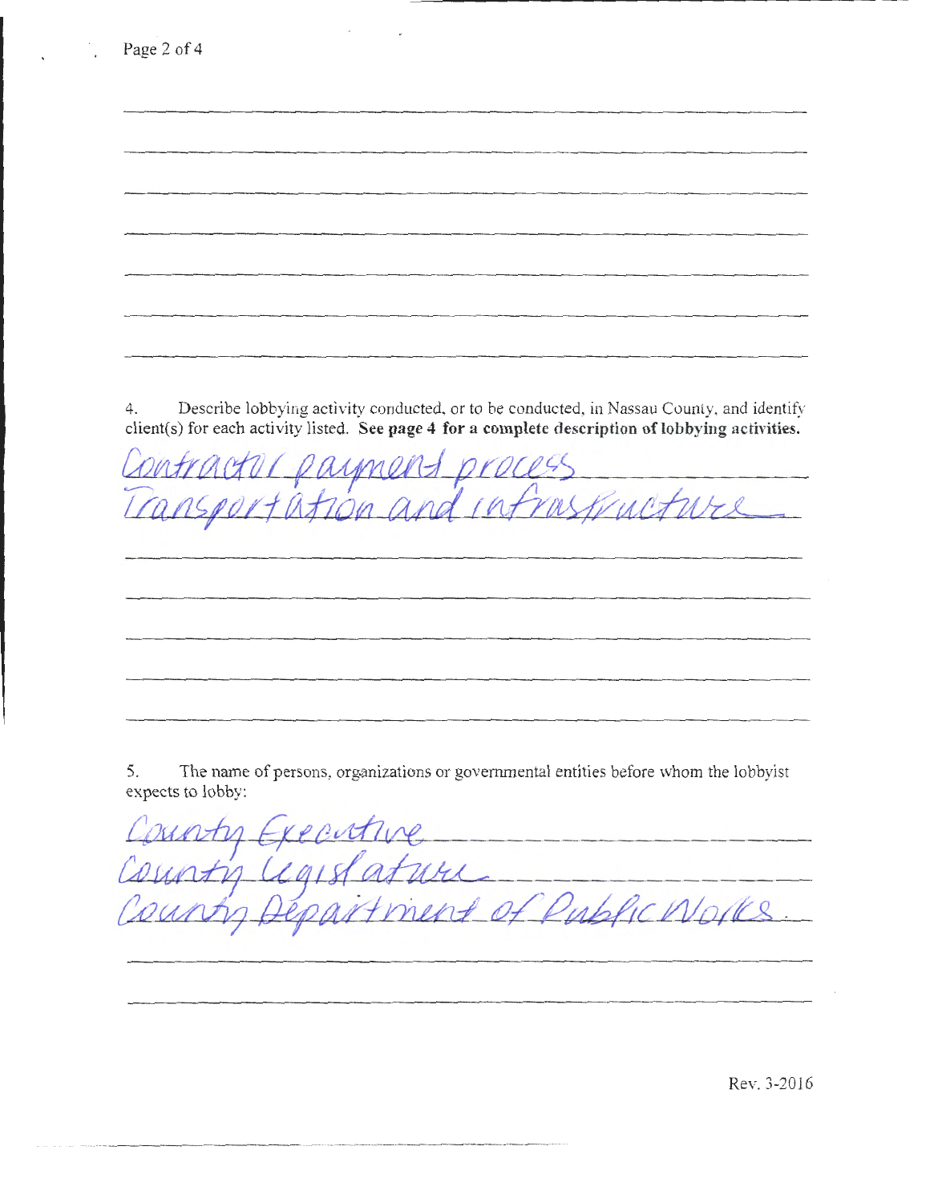4. Describe lobbying activity conducted, or to be conducted, in Nassau County, and identify client(s) for each activity listed. **See page 4 for a complete description of lobbying activities.**

Contractor payment process
Transportation and infrastructure

5. The name of persons, organizations or governmental entities before whom the lobbyist expects to lobby:

County Executive
County Legislature
County Department of Public Works

Rev. 3-2016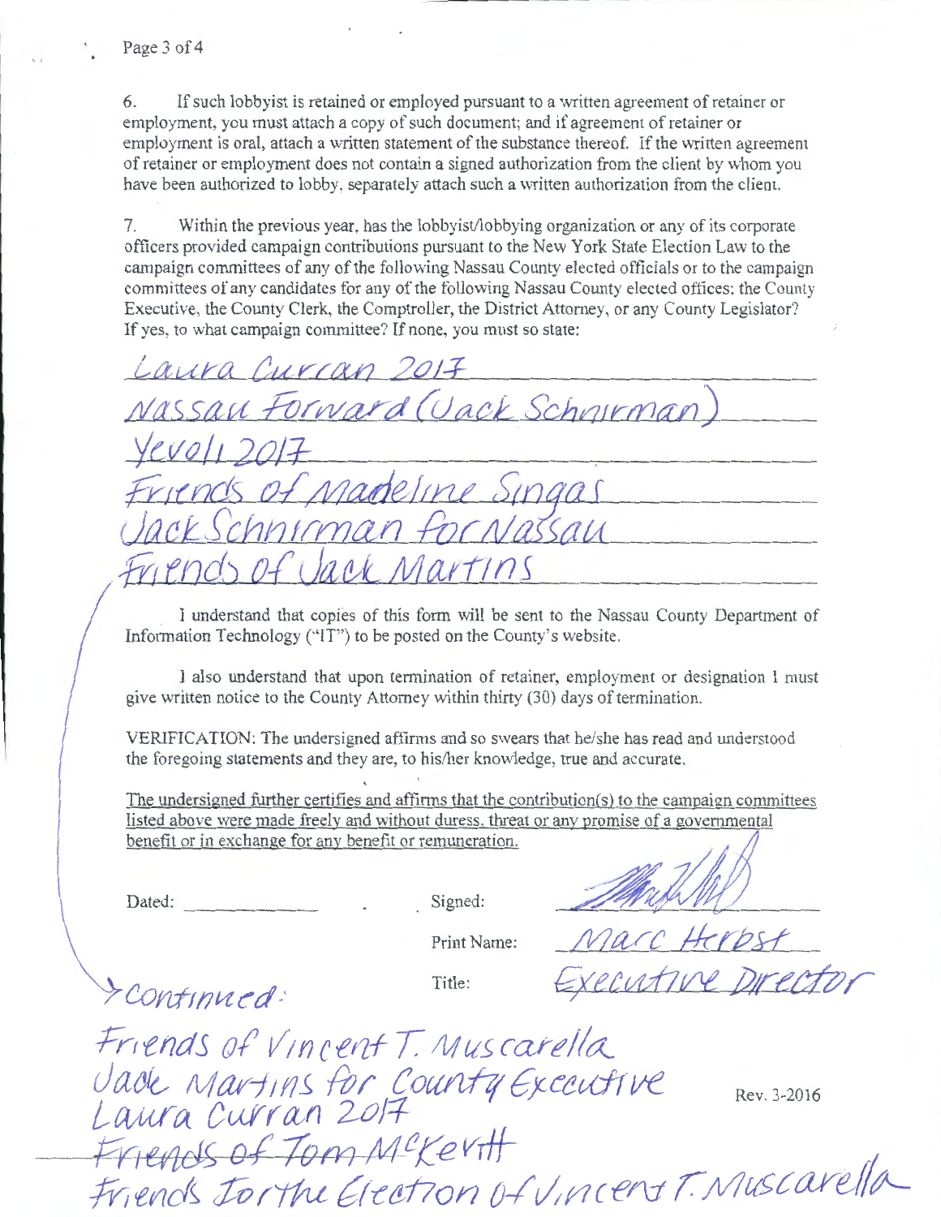6. If such lobbyist is retained or employed pursuant to a written agreement of retainer or employment, you must attach a copy of such document; and if agreement of retainer or employment is oral, attach a written statement of the substance thereof. If the written agreement of retainer or employment does not contain a signed authorization from the client by whom you have been authorized to lobby, separately attach such a written authorization from the client.

7. Within the previous year, has the lobbyist/lobbying organization or any of its corporate officers provided campaign contributions pursuant to the New York State Election Law to the campaign committees of any of the following Nassau County elected officials or to the campaign committees of any candidates for any of the following Nassau County elected offices: the County Executive, the County Clerk, the Comptroller, the District Attorney, or any County Legislator? If yes, to what campaign committee? If none, you must so state:

Laura Curran 2017
Nassau Forward (Jack Schnirman)
Yevoli 2017
Friends of Madeline Singas
Jack Schnirman for Nassau
Friends of Jack Martins

I understand that copies of this form will be sent to the Nassau County Department of Information Technology ("IT") to be posted on the County's website.

I also understand that upon termination of retainer, employment or designation I must give written notice to the County Attorney within thirty (30) days of termination.

VERIFICATION: The undersigned affirms and so swears that he/she has read and understood the foregoing statements and they are, to his/her knowledge, true and accurate.

The undersigned further certifies and affirms that the contribution(s) to the campaign committees listed above were made freely and without duress, threat or any promise of a governmental benefit or in exchange for any benefit or remuneration.

Dated: ______________ Signed: [signature]

Print Name: Marc Herbst

Title: Executive Director

> continued:

Friends of Vincent T. Muscarella
Jack Martins for County Executive
Laura Curran 2017
~~Friends of Tom McKevitt~~
Friends for the Election of Vincent T. Muscarella

Rev. 3-2016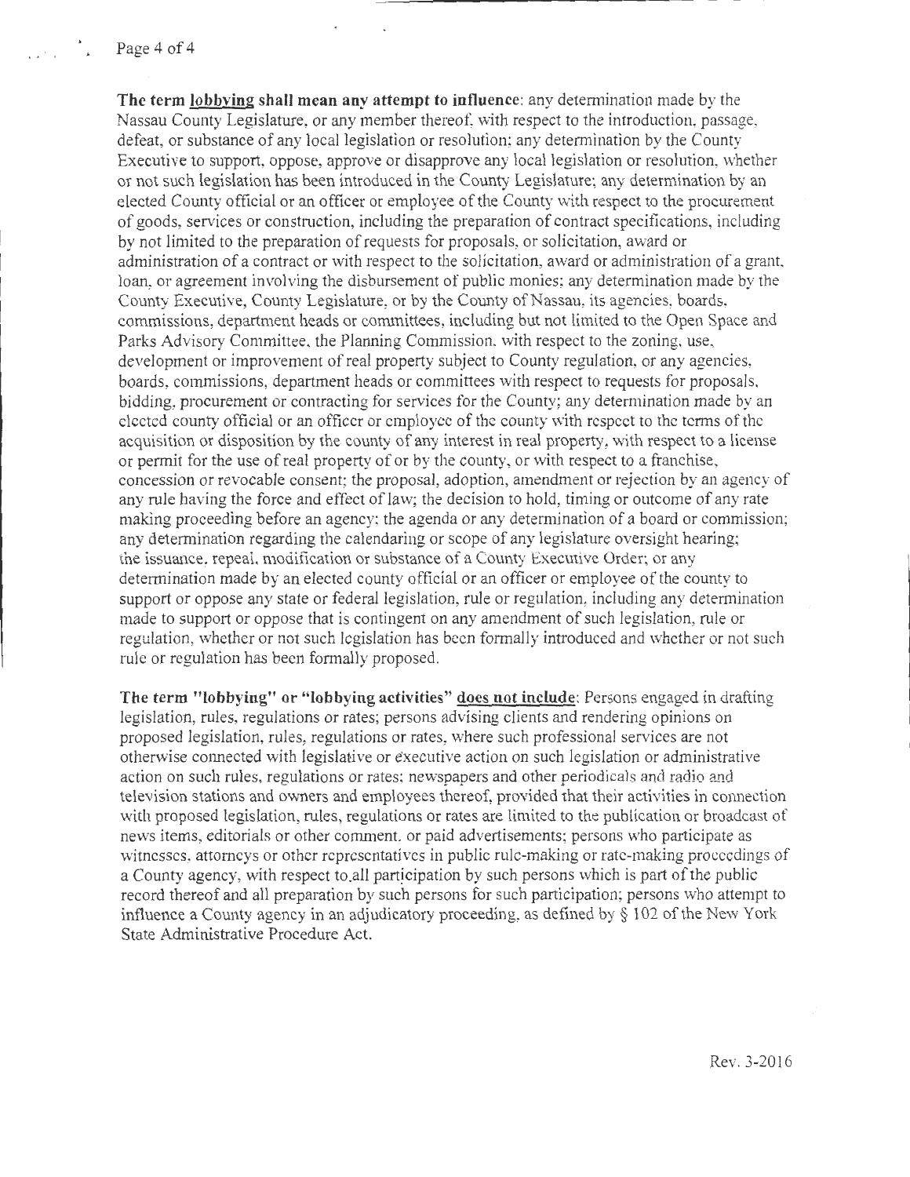**The term <u>lobbying</u> shall mean any attempt to influence**: any determination made by the Nassau County Legislature, or any member thereof, with respect to the introduction, passage, defeat, or substance of any local legislation or resolution; any determination by the County Executive to support, oppose, approve or disapprove any local legislation or resolution, whether or not such legislation has been introduced in the County Legislature; any determination by an elected County official or an officer or employee of the County with respect to the procurement of goods, services or construction, including the preparation of contract specifications, including by not limited to the preparation of requests for proposals, or solicitation, award or administration of a contract or with respect to the solicitation, award or administration of a grant, loan, or agreement involving the disbursement of public monies; any determination made by the County Executive, County Legislature, or by the County of Nassau, its agencies, boards, commissions, department heads or committees, including but not limited to the Open Space and Parks Advisory Committee, the Planning Commission, with respect to the zoning, use, development or improvement of real property subject to County regulation, or any agencies, boards, commissions, department heads or committees with respect to requests for proposals, bidding, procurement or contracting for services for the County; any determination made by an elected county official or an officer or employee of the county with respect to the terms of the acquisition or disposition by the county of any interest in real property, with respect to a license or permit for the use of real property of or by the county, or with respect to a franchise, concession or revocable consent; the proposal, adoption, amendment or rejection by an agency of any rule having the force and effect of law; the decision to hold, timing or outcome of any rate making proceeding before an agency; the agenda or any determination of a board or commission; any determination regarding the calendaring or scope of any legislature oversight hearing; the issuance, repeal, modification or substance of a County Executive Order; or any determination made by an elected county official or an officer or employee of the county to support or oppose any state or federal legislation, rule or regulation, including any determination made to support or oppose that is contingent on any amendment of such legislation, rule or regulation, whether or not such legislation has been formally introduced and whether or not such rule or regulation has been formally proposed.

**The term "lobbying" or "lobbying activities" <u>does not include</u>**: Persons engaged in drafting legislation, rules, regulations or rates; persons advising clients and rendering opinions on proposed legislation, rules, regulations or rates, where such professional services are not otherwise connected with legislative or executive action on such legislation or administrative action on such rules, regulations or rates; newspapers and other periodicals and radio and television stations and owners and employees thereof, provided that their activities in connection with proposed legislation, rules, regulations or rates are limited to the publication or broadcast of news items, editorials or other comment, or paid advertisements; persons who participate as witnesses, attorneys or other representatives in public rule-making or rate-making proceedings of a County agency, with respect to all participation by such persons which is part of the public record thereof and all preparation by such persons for such participation; persons who attempt to influence a County agency in an adjudicatory proceeding, as defined by § 102 of the New York State Administrative Procedure Act.

Rev. 3-2016